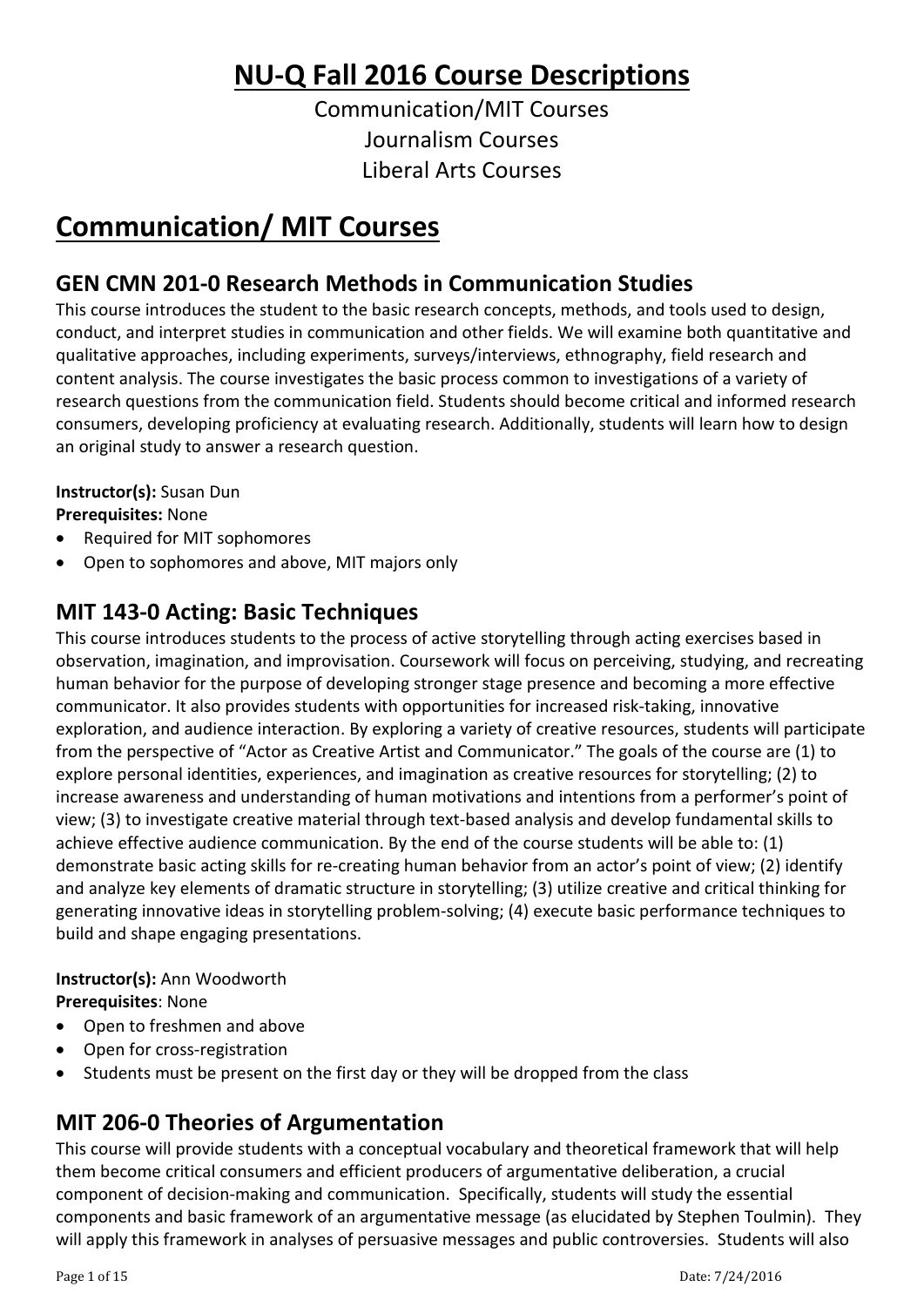# NU-Q Fall 2016 Course Descriptions

Communication/MIT Courses
Journalism Courses
Liberal Arts Courses

# Communication/ MIT Courses

## GEN CMN 201-0 Research Methods in Communication Studies

This course introduces the student to the basic research concepts, methods, and tools used to design, conduct, and interpret studies in communication and other fields. We will examine both quantitative and qualitative approaches, including experiments, surveys/interviews, ethnography, field research and content analysis. The course investigates the basic process common to investigations of a variety of research questions from the communication field. Students should become critical and informed research consumers, developing proficiency at evaluating research. Additionally, students will learn how to design an original study to answer a research question.

**Instructor(s):** Susan Dun
**Prerequisites:** None

- Required for MIT sophomores
- Open to sophomores and above, MIT majors only

## MIT 143-0 Acting: Basic Techniques

This course introduces students to the process of active storytelling through acting exercises based in observation, imagination, and improvisation. Coursework will focus on perceiving, studying, and recreating human behavior for the purpose of developing stronger stage presence and becoming a more effective communicator. It also provides students with opportunities for increased risk-taking, innovative exploration, and audience interaction. By exploring a variety of creative resources, students will participate from the perspective of "Actor as Creative Artist and Communicator." The goals of the course are (1) to explore personal identities, experiences, and imagination as creative resources for storytelling; (2) to increase awareness and understanding of human motivations and intentions from a performer's point of view; (3) to investigate creative material through text-based analysis and develop fundamental skills to achieve effective audience communication. By the end of the course students will be able to: (1) demonstrate basic acting skills for re-creating human behavior from an actor's point of view; (2) identify and analyze key elements of dramatic structure in storytelling; (3) utilize creative and critical thinking for generating innovative ideas in storytelling problem-solving; (4) execute basic performance techniques to build and shape engaging presentations.

**Instructor(s):** Ann Woodworth
**Prerequisites**: None

- Open to freshmen and above
- Open for cross-registration
- Students must be present on the first day or they will be dropped from the class

## MIT 206-0 Theories of Argumentation

This course will provide students with a conceptual vocabulary and theoretical framework that will help them become critical consumers and efficient producers of argumentative deliberation, a crucial component of decision-making and communication. Specifically, students will study the essential components and basic framework of an argumentative message (as elucidated by Stephen Toulmin). They will apply this framework in analyses of persuasive messages and public controversies. Students will also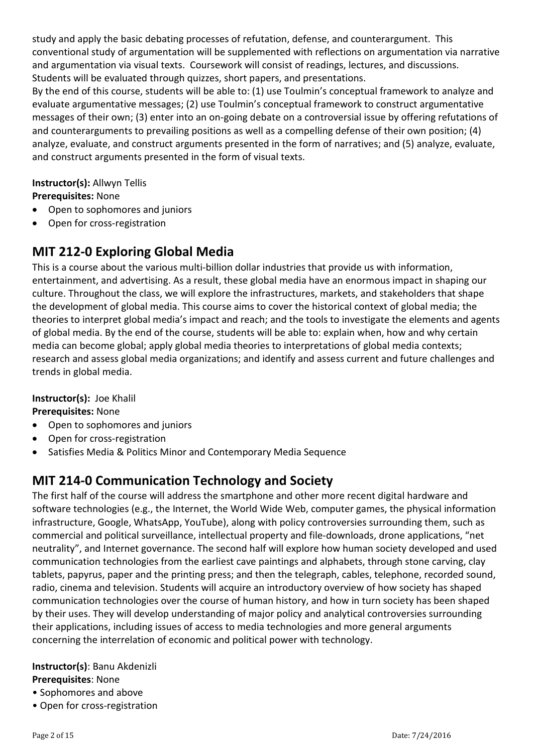study and apply the basic debating processes of refutation, defense, and counterargument. This conventional study of argumentation will be supplemented with reflections on argumentation via narrative and argumentation via visual texts. Coursework will consist of readings, lectures, and discussions. Students will be evaluated through quizzes, short papers, and presentations.

By the end of this course, students will be able to: (1) use Toulmin's conceptual framework to analyze and evaluate argumentative messages; (2) use Toulmin's conceptual framework to construct argumentative messages of their own; (3) enter into an on-going debate on a controversial issue by offering refutations of and counterarguments to prevailing positions as well as a compelling defense of their own position; (4) analyze, evaluate, and construct arguments presented in the form of narratives; and (5) analyze, evaluate, and construct arguments presented in the form of visual texts.

**Instructor(s):** Allwyn Tellis
**Prerequisites:** None

- Open to sophomores and juniors
- Open for cross-registration

## MIT 212-0 Exploring Global Media

This is a course about the various multi-billion dollar industries that provide us with information, entertainment, and advertising. As a result, these global media have an enormous impact in shaping our culture. Throughout the class, we will explore the infrastructures, markets, and stakeholders that shape the development of global media. This course aims to cover the historical context of global media; the theories to interpret global media's impact and reach; and the tools to investigate the elements and agents of global media. By the end of the course, students will be able to: explain when, how and why certain media can become global; apply global media theories to interpretations of global media contexts; research and assess global media organizations; and identify and assess current and future challenges and trends in global media.

**Instructor(s):** Joe Khalil
**Prerequisites:** None

- Open to sophomores and juniors
- Open for cross-registration
- Satisfies Media & Politics Minor and Contemporary Media Sequence

## MIT 214-0 Communication Technology and Society

The first half of the course will address the smartphone and other more recent digital hardware and software technologies (e.g., the Internet, the World Wide Web, computer games, the physical information infrastructure, Google, WhatsApp, YouTube), along with policy controversies surrounding them, such as commercial and political surveillance, intellectual property and file-downloads, drone applications, "net neutrality", and Internet governance. The second half will explore how human society developed and used communication technologies from the earliest cave paintings and alphabets, through stone carving, clay tablets, papyrus, paper and the printing press; and then the telegraph, cables, telephone, recorded sound, radio, cinema and television. Students will acquire an introductory overview of how society has shaped communication technologies over the course of human history, and how in turn society has been shaped by their uses. They will develop understanding of major policy and analytical controversies surrounding their applications, including issues of access to media technologies and more general arguments concerning the interrelation of economic and political power with technology.

**Instructor(s)**: Banu Akdenizli
**Prerequisites**: None

- Sophomores and above
- Open for cross-registration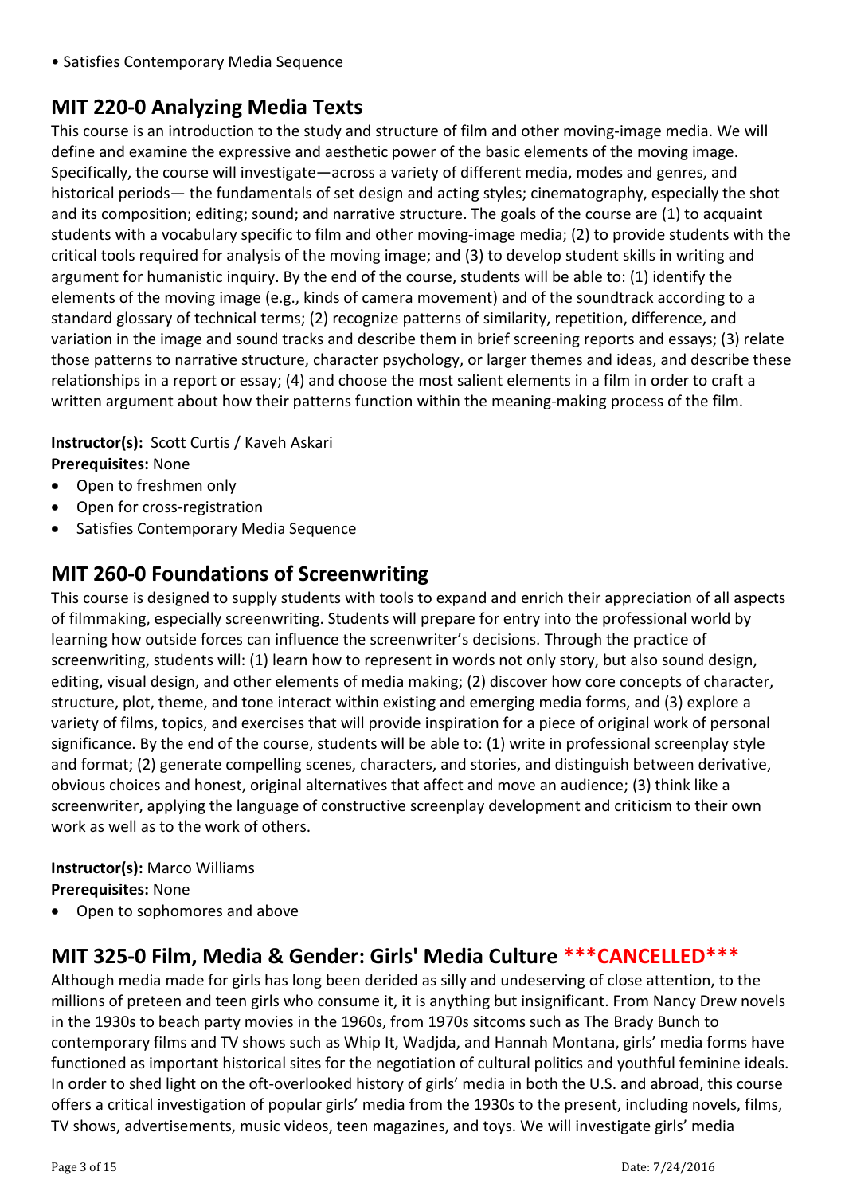- Satisfies Contemporary Media Sequence

## MIT 220-0 Analyzing Media Texts

This course is an introduction to the study and structure of film and other moving-image media. We will define and examine the expressive and aesthetic power of the basic elements of the moving image. Specifically, the course will investigate—across a variety of different media, modes and genres, and historical periods— the fundamentals of set design and acting styles; cinematography, especially the shot and its composition; editing; sound; and narrative structure. The goals of the course are (1) to acquaint students with a vocabulary specific to film and other moving-image media; (2) to provide students with the critical tools required for analysis of the moving image; and (3) to develop student skills in writing and argument for humanistic inquiry. By the end of the course, students will be able to: (1) identify the elements of the moving image (e.g., kinds of camera movement) and of the soundtrack according to a standard glossary of technical terms; (2) recognize patterns of similarity, repetition, difference, and variation in the image and sound tracks and describe them in brief screening reports and essays; (3) relate those patterns to narrative structure, character psychology, or larger themes and ideas, and describe these relationships in a report or essay; (4) and choose the most salient elements in a film in order to craft a written argument about how their patterns function within the meaning-making process of the film.

**Instructor(s):** Scott Curtis / Kaveh Askari
**Prerequisites:** None

- Open to freshmen only
- Open for cross-registration
- Satisfies Contemporary Media Sequence

## MIT 260-0 Foundations of Screenwriting

This course is designed to supply students with tools to expand and enrich their appreciation of all aspects of filmmaking, especially screenwriting. Students will prepare for entry into the professional world by learning how outside forces can influence the screenwriter's decisions. Through the practice of screenwriting, students will: (1) learn how to represent in words not only story, but also sound design, editing, visual design, and other elements of media making; (2) discover how core concepts of character, structure, plot, theme, and tone interact within existing and emerging media forms, and (3) explore a variety of films, topics, and exercises that will provide inspiration for a piece of original work of personal significance. By the end of the course, students will be able to: (1) write in professional screenplay style and format; (2) generate compelling scenes, characters, and stories, and distinguish between derivative, obvious choices and honest, original alternatives that affect and move an audience; (3) think like a screenwriter, applying the language of constructive screenplay development and criticism to their own work as well as to the work of others.

**Instructor(s):** Marco Williams
**Prerequisites:** None

- Open to sophomores and above

## MIT 325-0 Film, Media & Gender: Girls' Media Culture ***CANCELLED***

Although media made for girls has long been derided as silly and undeserving of close attention, to the millions of preteen and teen girls who consume it, it is anything but insignificant. From Nancy Drew novels in the 1930s to beach party movies in the 1960s, from 1970s sitcoms such as The Brady Bunch to contemporary films and TV shows such as Whip It, Wadjda, and Hannah Montana, girls' media forms have functioned as important historical sites for the negotiation of cultural politics and youthful feminine ideals. In order to shed light on the oft-overlooked history of girls' media in both the U.S. and abroad, this course offers a critical investigation of popular girls' media from the 1930s to the present, including novels, films, TV shows, advertisements, music videos, teen magazines, and toys. We will investigate girls' media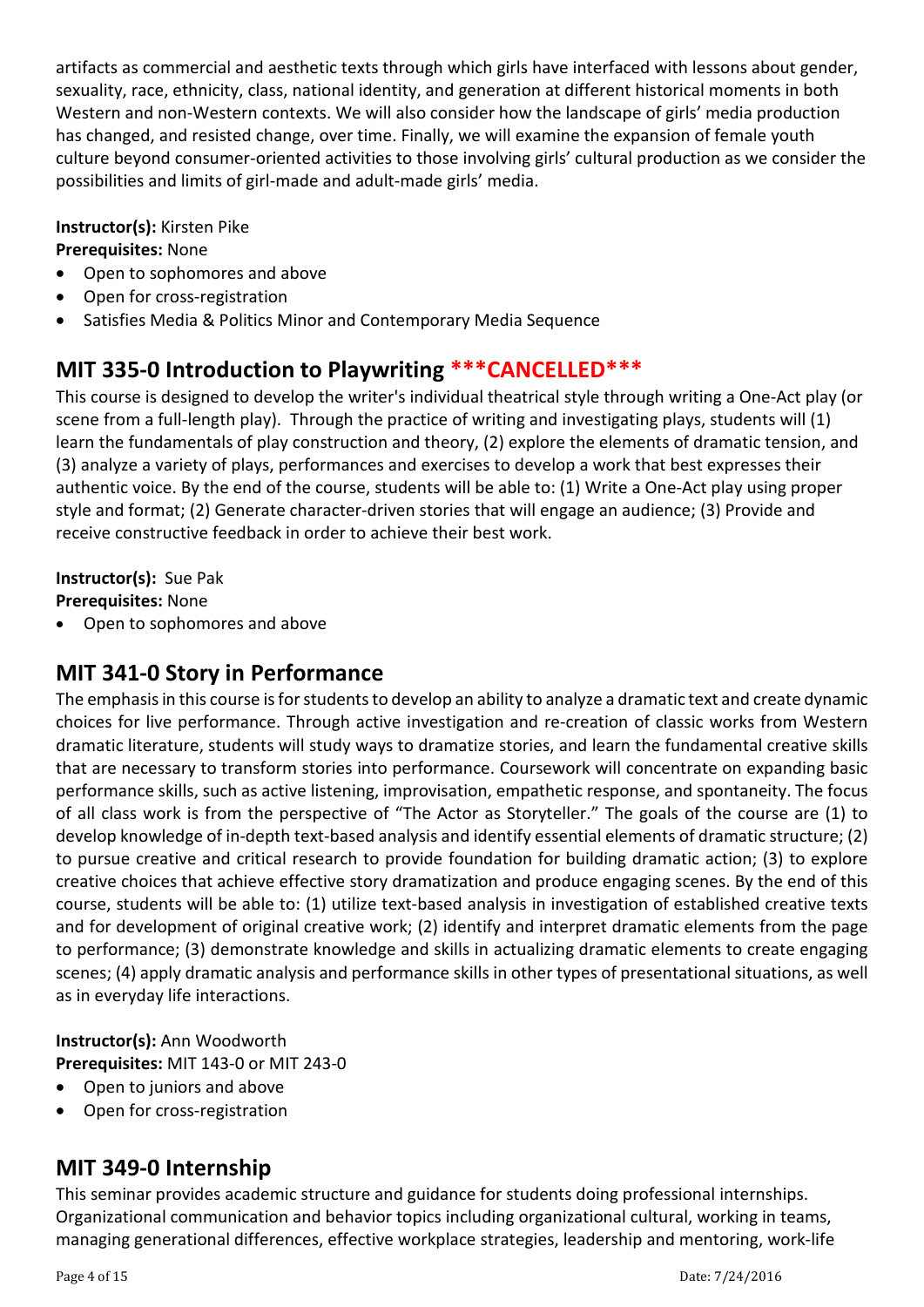artifacts as commercial and aesthetic texts through which girls have interfaced with lessons about gender, sexuality, race, ethnicity, class, national identity, and generation at different historical moments in both Western and non-Western contexts. We will also consider how the landscape of girls' media production has changed, and resisted change, over time. Finally, we will examine the expansion of female youth culture beyond consumer-oriented activities to those involving girls' cultural production as we consider the possibilities and limits of girl-made and adult-made girls' media.

**Instructor(s):** Kirsten Pike
**Prerequisites:** None

- Open to sophomores and above
- Open for cross-registration
- Satisfies Media & Politics Minor and Contemporary Media Sequence

## MIT 335-0 Introduction to Playwriting ***CANCELLED***

This course is designed to develop the writer's individual theatrical style through writing a One-Act play (or scene from a full-length play). Through the practice of writing and investigating plays, students will (1) learn the fundamentals of play construction and theory, (2) explore the elements of dramatic tension, and (3) analyze a variety of plays, performances and exercises to develop a work that best expresses their authentic voice. By the end of the course, students will be able to: (1) Write a One-Act play using proper style and format; (2) Generate character-driven stories that will engage an audience; (3) Provide and receive constructive feedback in order to achieve their best work.

**Instructor(s):** Sue Pak
**Prerequisites:** None

- Open to sophomores and above

## MIT 341-0 Story in Performance

The emphasis in this course is for students to develop an ability to analyze a dramatic text and create dynamic choices for live performance. Through active investigation and re-creation of classic works from Western dramatic literature, students will study ways to dramatize stories, and learn the fundamental creative skills that are necessary to transform stories into performance. Coursework will concentrate on expanding basic performance skills, such as active listening, improvisation, empathetic response, and spontaneity. The focus of all class work is from the perspective of "The Actor as Storyteller." The goals of the course are (1) to develop knowledge of in-depth text-based analysis and identify essential elements of dramatic structure; (2) to pursue creative and critical research to provide foundation for building dramatic action; (3) to explore creative choices that achieve effective story dramatization and produce engaging scenes. By the end of this course, students will be able to: (1) utilize text-based analysis in investigation of established creative texts and for development of original creative work; (2) identify and interpret dramatic elements from the page to performance; (3) demonstrate knowledge and skills in actualizing dramatic elements to create engaging scenes; (4) apply dramatic analysis and performance skills in other types of presentational situations, as well as in everyday life interactions.

**Instructor(s):** Ann Woodworth
**Prerequisites:** MIT 143-0 or MIT 243-0

- Open to juniors and above
- Open for cross-registration

## MIT 349-0 Internship

This seminar provides academic structure and guidance for students doing professional internships. Organizational communication and behavior topics including organizational cultural, working in teams, managing generational differences, effective workplace strategies, leadership and mentoring, work-life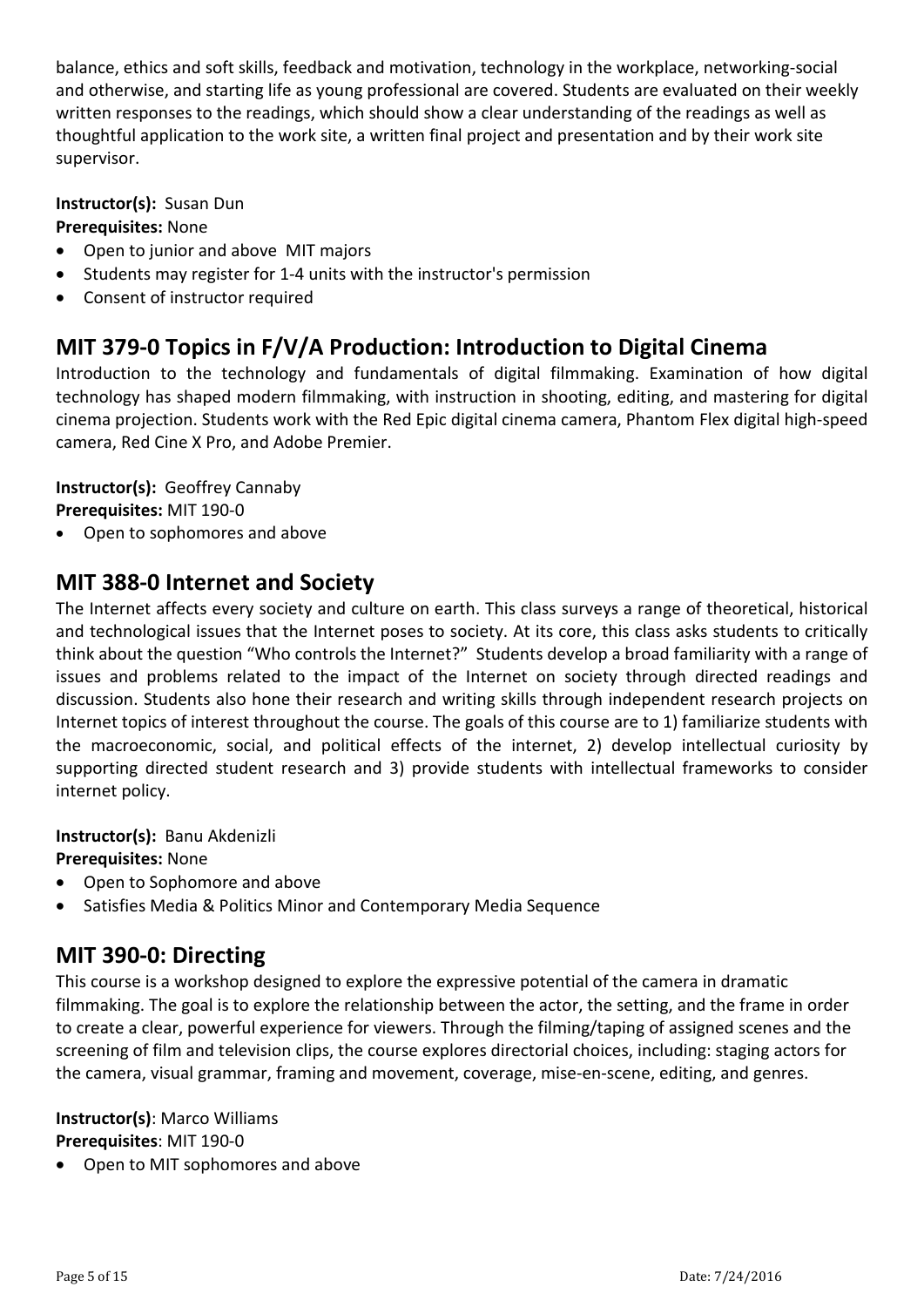balance, ethics and soft skills, feedback and motivation, technology in the workplace, networking-social and otherwise, and starting life as young professional are covered. Students are evaluated on their weekly written responses to the readings, which should show a clear understanding of the readings as well as thoughtful application to the work site, a written final project and presentation and by their work site supervisor.

**Instructor(s):** Susan Dun
**Prerequisites:** None

- Open to junior and above MIT majors
- Students may register for 1-4 units with the instructor's permission
- Consent of instructor required

## MIT 379-0 Topics in F/V/A Production: Introduction to Digital Cinema

Introduction to the technology and fundamentals of digital filmmaking. Examination of how digital technology has shaped modern filmmaking, with instruction in shooting, editing, and mastering for digital cinema projection. Students work with the Red Epic digital cinema camera, Phantom Flex digital high-speed camera, Red Cine X Pro, and Adobe Premier.

**Instructor(s):** Geoffrey Cannaby
**Prerequisites:** MIT 190-0

- Open to sophomores and above

## MIT 388-0 Internet and Society

The Internet affects every society and culture on earth. This class surveys a range of theoretical, historical and technological issues that the Internet poses to society. At its core, this class asks students to critically think about the question "Who controls the Internet?" Students develop a broad familiarity with a range of issues and problems related to the impact of the Internet on society through directed readings and discussion. Students also hone their research and writing skills through independent research projects on Internet topics of interest throughout the course. The goals of this course are to 1) familiarize students with the macroeconomic, social, and political effects of the internet, 2) develop intellectual curiosity by supporting directed student research and 3) provide students with intellectual frameworks to consider internet policy.

**Instructor(s):** Banu Akdenizli
**Prerequisites:** None

- Open to Sophomore and above
- Satisfies Media & Politics Minor and Contemporary Media Sequence

## MIT 390-0: Directing

This course is a workshop designed to explore the expressive potential of the camera in dramatic filmmaking. The goal is to explore the relationship between the actor, the setting, and the frame in order to create a clear, powerful experience for viewers. Through the filming/taping of assigned scenes and the screening of film and television clips, the course explores directorial choices, including: staging actors for the camera, visual grammar, framing and movement, coverage, mise-en-scene, editing, and genres.

**Instructor(s)**: Marco Williams
**Prerequisites**: MIT 190-0

- Open to MIT sophomores and above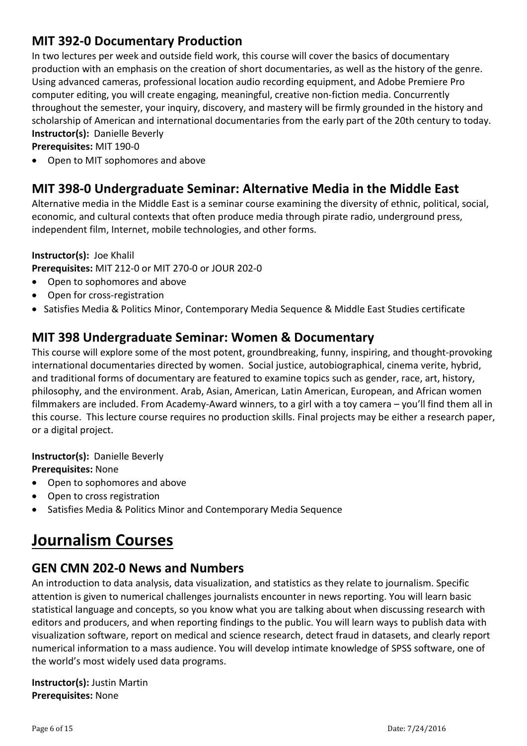## MIT 392-0 Documentary Production

In two lectures per week and outside field work, this course will cover the basics of documentary production with an emphasis on the creation of short documentaries, as well as the history of the genre. Using advanced cameras, professional location audio recording equipment, and Adobe Premiere Pro computer editing, you will create engaging, meaningful, creative non-fiction media. Concurrently throughout the semester, your inquiry, discovery, and mastery will be firmly grounded in the history and scholarship of American and international documentaries from the early part of the 20th century to today.

**Instructor(s):** Danielle Beverly

**Prerequisites:** MIT 190-0

- Open to MIT sophomores and above

## MIT 398-0 Undergraduate Seminar: Alternative Media in the Middle East

Alternative media in the Middle East is a seminar course examining the diversity of ethnic, political, social, economic, and cultural contexts that often produce media through pirate radio, underground press, independent film, Internet, mobile technologies, and other forms.

**Instructor(s):** Joe Khalil

**Prerequisites:** MIT 212-0 or MIT 270-0 or JOUR 202-0

- Open to sophomores and above
- Open for cross-registration
- Satisfies Media & Politics Minor, Contemporary Media Sequence & Middle East Studies certificate

## MIT 398 Undergraduate Seminar: Women & Documentary

This course will explore some of the most potent, groundbreaking, funny, inspiring, and thought-provoking international documentaries directed by women. Social justice, autobiographical, cinema verite, hybrid, and traditional forms of documentary are featured to examine topics such as gender, race, art, history, philosophy, and the environment. Arab, Asian, American, Latin American, European, and African women filmmakers are included. From Academy-Award winners, to a girl with a toy camera – you'll find them all in this course. This lecture course requires no production skills. Final projects may be either a research paper, or a digital project.

**Instructor(s):** Danielle Beverly

**Prerequisites:** None

- Open to sophomores and above
- Open to cross registration
- Satisfies Media & Politics Minor and Contemporary Media Sequence

# Journalism Courses

## GEN CMN 202-0 News and Numbers

An introduction to data analysis, data visualization, and statistics as they relate to journalism. Specific attention is given to numerical challenges journalists encounter in news reporting. You will learn basic statistical language and concepts, so you know what you are talking about when discussing research with editors and producers, and when reporting findings to the public. You will learn ways to publish data with visualization software, report on medical and science research, detect fraud in datasets, and clearly report numerical information to a mass audience. You will develop intimate knowledge of SPSS software, one of the world's most widely used data programs.

**Instructor(s):** Justin Martin

**Prerequisites:** None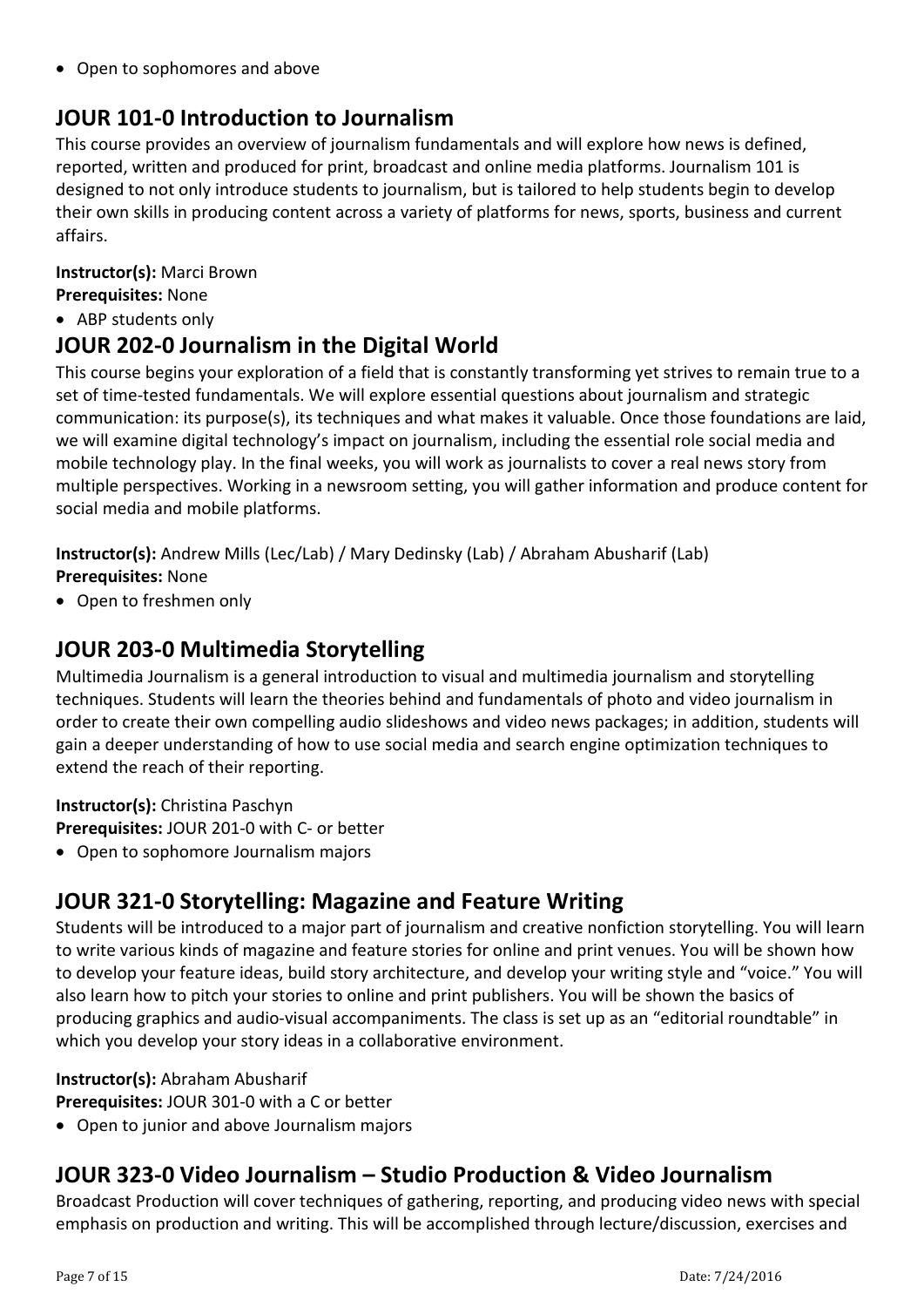- Open to sophomores and above

## JOUR 101-0 Introduction to Journalism

This course provides an overview of journalism fundamentals and will explore how news is defined, reported, written and produced for print, broadcast and online media platforms. Journalism 101 is designed to not only introduce students to journalism, but is tailored to help students begin to develop their own skills in producing content across a variety of platforms for news, sports, business and current affairs.

**Instructor(s):** Marci Brown
**Prerequisites:** None

- ABP students only

## JOUR 202-0 Journalism in the Digital World

This course begins your exploration of a field that is constantly transforming yet strives to remain true to a set of time-tested fundamentals. We will explore essential questions about journalism and strategic communication: its purpose(s), its techniques and what makes it valuable. Once those foundations are laid, we will examine digital technology's impact on journalism, including the essential role social media and mobile technology play. In the final weeks, you will work as journalists to cover a real news story from multiple perspectives. Working in a newsroom setting, you will gather information and produce content for social media and mobile platforms.

**Instructor(s):** Andrew Mills (Lec/Lab) / Mary Dedinsky (Lab) / Abraham Abusharif (Lab)
**Prerequisites:** None

- Open to freshmen only

## JOUR 203-0 Multimedia Storytelling

Multimedia Journalism is a general introduction to visual and multimedia journalism and storytelling techniques. Students will learn the theories behind and fundamentals of photo and video journalism in order to create their own compelling audio slideshows and video news packages; in addition, students will gain a deeper understanding of how to use social media and search engine optimization techniques to extend the reach of their reporting.

**Instructor(s):** Christina Paschyn
**Prerequisites:** JOUR 201-0 with C- or better

- Open to sophomore Journalism majors

## JOUR 321-0 Storytelling: Magazine and Feature Writing

Students will be introduced to a major part of journalism and creative nonfiction storytelling. You will learn to write various kinds of magazine and feature stories for online and print venues. You will be shown how to develop your feature ideas, build story architecture, and develop your writing style and "voice." You will also learn how to pitch your stories to online and print publishers. You will be shown the basics of producing graphics and audio-visual accompaniments. The class is set up as an "editorial roundtable" in which you develop your story ideas in a collaborative environment.

**Instructor(s):** Abraham Abusharif
**Prerequisites:** JOUR 301-0 with a C or better

- Open to junior and above Journalism majors

## JOUR 323-0 Video Journalism – Studio Production & Video Journalism

Broadcast Production will cover techniques of gathering, reporting, and producing video news with special emphasis on production and writing. This will be accomplished through lecture/discussion, exercises and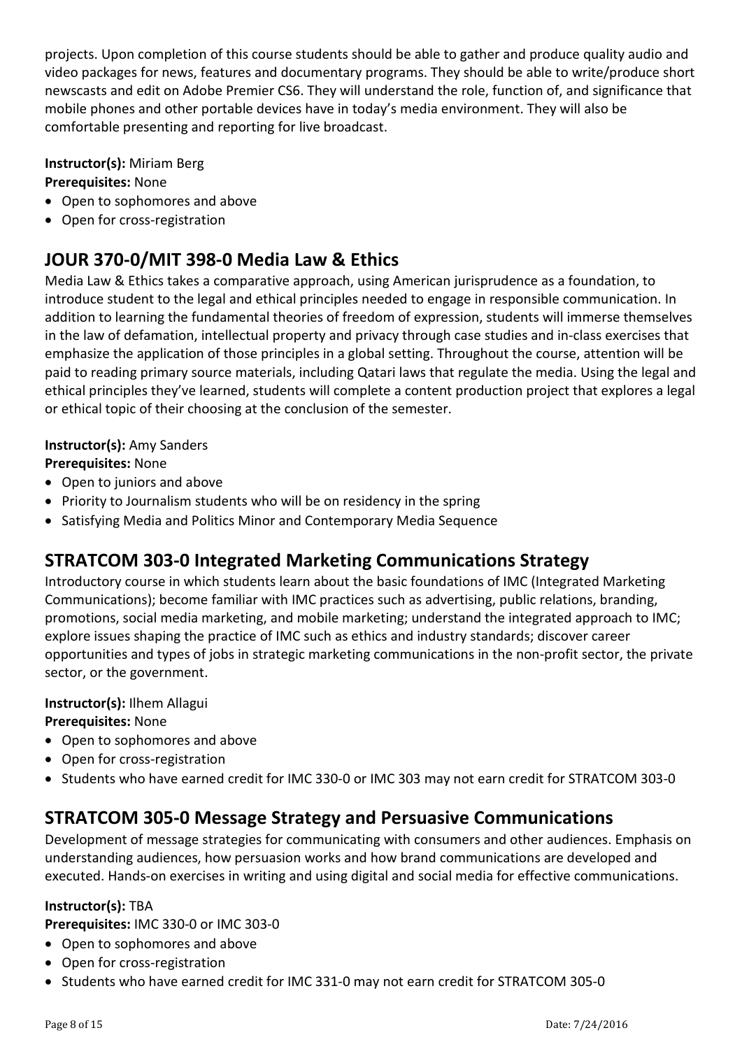projects. Upon completion of this course students should be able to gather and produce quality audio and video packages for news, features and documentary programs. They should be able to write/produce short newscasts and edit on Adobe Premier CS6. They will understand the role, function of, and significance that mobile phones and other portable devices have in today's media environment. They will also be comfortable presenting and reporting for live broadcast.

**Instructor(s):** Miriam Berg
**Prerequisites:** None

- Open to sophomores and above
- Open for cross-registration

## JOUR 370-0/MIT 398-0 Media Law & Ethics

Media Law & Ethics takes a comparative approach, using American jurisprudence as a foundation, to introduce student to the legal and ethical principles needed to engage in responsible communication. In addition to learning the fundamental theories of freedom of expression, students will immerse themselves in the law of defamation, intellectual property and privacy through case studies and in-class exercises that emphasize the application of those principles in a global setting. Throughout the course, attention will be paid to reading primary source materials, including Qatari laws that regulate the media. Using the legal and ethical principles they've learned, students will complete a content production project that explores a legal or ethical topic of their choosing at the conclusion of the semester.

**Instructor(s):** Amy Sanders
**Prerequisites:** None

- Open to juniors and above
- Priority to Journalism students who will be on residency in the spring
- Satisfying Media and Politics Minor and Contemporary Media Sequence

## STRATCOM 303-0 Integrated Marketing Communications Strategy

Introductory course in which students learn about the basic foundations of IMC (Integrated Marketing Communications); become familiar with IMC practices such as advertising, public relations, branding, promotions, social media marketing, and mobile marketing; understand the integrated approach to IMC; explore issues shaping the practice of IMC such as ethics and industry standards; discover career opportunities and types of jobs in strategic marketing communications in the non-profit sector, the private sector, or the government.

**Instructor(s):** Ilhem Allagui
**Prerequisites:** None

- Open to sophomores and above
- Open for cross-registration
- Students who have earned credit for IMC 330-0 or IMC 303 may not earn credit for STRATCOM 303-0

## STRATCOM 305-0 Message Strategy and Persuasive Communications

Development of message strategies for communicating with consumers and other audiences. Emphasis on understanding audiences, how persuasion works and how brand communications are developed and executed. Hands-on exercises in writing and using digital and social media for effective communications.

**Instructor(s):** TBA
**Prerequisites:** IMC 330-0 or IMC 303-0

- Open to sophomores and above
- Open for cross-registration
- Students who have earned credit for IMC 331-0 may not earn credit for STRATCOM 305-0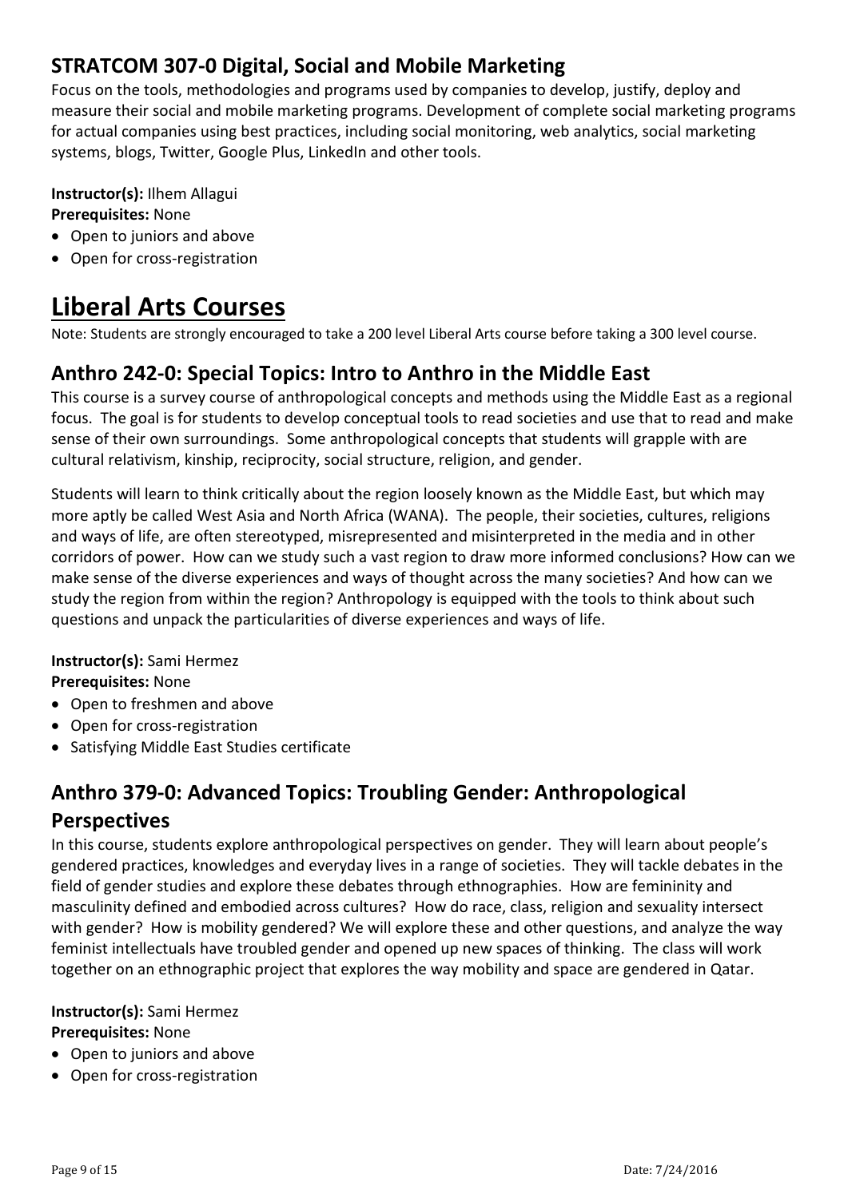### STRATCOM 307-0 Digital, Social and Mobile Marketing

Focus on the tools, methodologies and programs used by companies to develop, justify, deploy and measure their social and mobile marketing programs. Development of complete social marketing programs for actual companies using best practices, including social monitoring, web analytics, social marketing systems, blogs, Twitter, Google Plus, LinkedIn and other tools.

**Instructor(s):** Ilhem Allagui
**Prerequisites:** None

- Open to juniors and above
- Open for cross-registration

# Liberal Arts Courses

Note: Students are strongly encouraged to take a 200 level Liberal Arts course before taking a 300 level course.

### Anthro 242-0: Special Topics: Intro to Anthro in the Middle East

This course is a survey course of anthropological concepts and methods using the Middle East as a regional focus. The goal is for students to develop conceptual tools to read societies and use that to read and make sense of their own surroundings. Some anthropological concepts that students will grapple with are cultural relativism, kinship, reciprocity, social structure, religion, and gender.

Students will learn to think critically about the region loosely known as the Middle East, but which may more aptly be called West Asia and North Africa (WANA). The people, their societies, cultures, religions and ways of life, are often stereotyped, misrepresented and misinterpreted in the media and in other corridors of power. How can we study such a vast region to draw more informed conclusions? How can we make sense of the diverse experiences and ways of thought across the many societies? And how can we study the region from within the region? Anthropology is equipped with the tools to think about such questions and unpack the particularities of diverse experiences and ways of life.

**Instructor(s):** Sami Hermez
**Prerequisites:** None

- Open to freshmen and above
- Open for cross-registration
- Satisfying Middle East Studies certificate

### Anthro 379-0: Advanced Topics: Troubling Gender: Anthropological Perspectives

In this course, students explore anthropological perspectives on gender. They will learn about people's gendered practices, knowledges and everyday lives in a range of societies. They will tackle debates in the field of gender studies and explore these debates through ethnographies. How are femininity and masculinity defined and embodied across cultures? How do race, class, religion and sexuality intersect with gender? How is mobility gendered? We will explore these and other questions, and analyze the way feminist intellectuals have troubled gender and opened up new spaces of thinking. The class will work together on an ethnographic project that explores the way mobility and space are gendered in Qatar.

**Instructor(s):** Sami Hermez
**Prerequisites:** None

- Open to juniors and above
- Open for cross-registration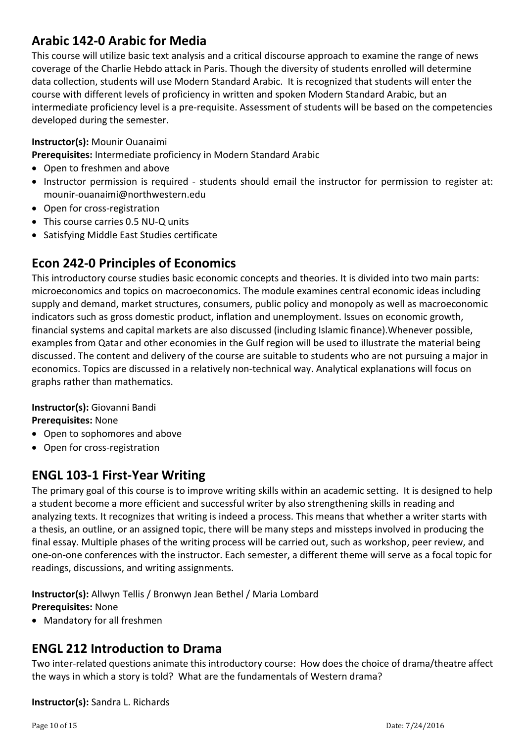## Arabic 142-0 Arabic for Media

This course will utilize basic text analysis and a critical discourse approach to examine the range of news coverage of the Charlie Hebdo attack in Paris. Though the diversity of students enrolled will determine data collection, students will use Modern Standard Arabic. It is recognized that students will enter the course with different levels of proficiency in written and spoken Modern Standard Arabic, but an intermediate proficiency level is a pre-requisite. Assessment of students will be based on the competencies developed during the semester.

**Instructor(s):** Mounir Ouanaimi
**Prerequisites:** Intermediate proficiency in Modern Standard Arabic

- Open to freshmen and above
- Instructor permission is required - students should email the instructor for permission to register at: mounir-ouanaimi@northwestern.edu
- Open for cross-registration
- This course carries 0.5 NU-Q units
- Satisfying Middle East Studies certificate

## Econ 242-0 Principles of Economics

This introductory course studies basic economic concepts and theories. It is divided into two main parts: microeconomics and topics on macroeconomics. The module examines central economic ideas including supply and demand, market structures, consumers, public policy and monopoly as well as macroeconomic indicators such as gross domestic product, inflation and unemployment. Issues on economic growth, financial systems and capital markets are also discussed (including Islamic finance).Whenever possible, examples from Qatar and other economies in the Gulf region will be used to illustrate the material being discussed. The content and delivery of the course are suitable to students who are not pursuing a major in economics. Topics are discussed in a relatively non-technical way. Analytical explanations will focus on graphs rather than mathematics.

**Instructor(s):** Giovanni Bandi
**Prerequisites:** None

- Open to sophomores and above
- Open for cross-registration

## ENGL 103-1 First-Year Writing

The primary goal of this course is to improve writing skills within an academic setting. It is designed to help a student become a more efficient and successful writer by also strengthening skills in reading and analyzing texts. It recognizes that writing is indeed a process. This means that whether a writer starts with a thesis, an outline, or an assigned topic, there will be many steps and missteps involved in producing the final essay. Multiple phases of the writing process will be carried out, such as workshop, peer review, and one-on-one conferences with the instructor. Each semester, a different theme will serve as a focal topic for readings, discussions, and writing assignments.

**Instructor(s):** Allwyn Tellis / Bronwyn Jean Bethel / Maria Lombard
**Prerequisites:** None

- Mandatory for all freshmen

## ENGL 212 Introduction to Drama

Two inter-related questions animate this introductory course: How does the choice of drama/theatre affect the ways in which a story is told? What are the fundamentals of Western drama?

**Instructor(s):** Sandra L. Richards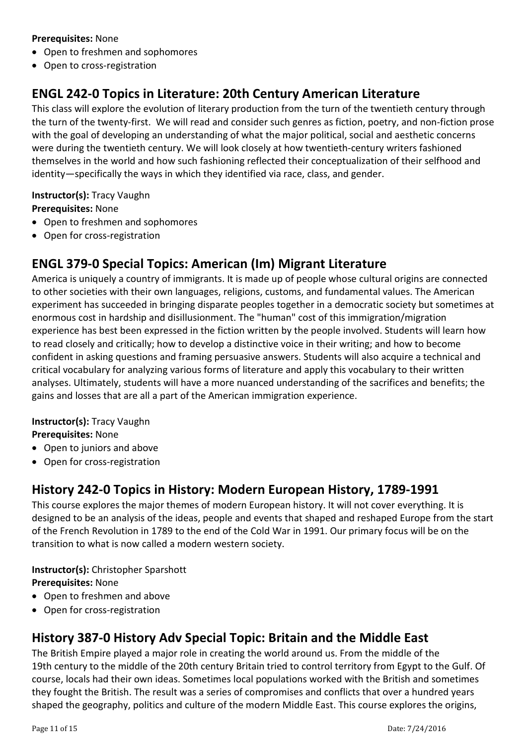**Prerequisites:** None

- Open to freshmen and sophomores
- Open to cross-registration

## ENGL 242-0 Topics in Literature: 20th Century American Literature

This class will explore the evolution of literary production from the turn of the twentieth century through the turn of the twenty-first. We will read and consider such genres as fiction, poetry, and non-fiction prose with the goal of developing an understanding of what the major political, social and aesthetic concerns were during the twentieth century. We will look closely at how twentieth-century writers fashioned themselves in the world and how such fashioning reflected their conceptualization of their selfhood and identity—specifically the ways in which they identified via race, class, and gender.

**Instructor(s):** Tracy Vaughn
**Prerequisites:** None

- Open to freshmen and sophomores
- Open for cross-registration

## ENGL 379-0 Special Topics: American (Im) Migrant Literature

America is uniquely a country of immigrants. It is made up of people whose cultural origins are connected to other societies with their own languages, religions, customs, and fundamental values. The American experiment has succeeded in bringing disparate peoples together in a democratic society but sometimes at enormous cost in hardship and disillusionment. The "human" cost of this immigration/migration experience has best been expressed in the fiction written by the people involved. Students will learn how to read closely and critically; how to develop a distinctive voice in their writing; and how to become confident in asking questions and framing persuasive answers. Students will also acquire a technical and critical vocabulary for analyzing various forms of literature and apply this vocabulary to their written analyses. Ultimately, students will have a more nuanced understanding of the sacrifices and benefits; the gains and losses that are all a part of the American immigration experience.

**Instructor(s):** Tracy Vaughn
**Prerequisites:** None

- Open to juniors and above
- Open for cross-registration

## History 242-0 Topics in History: Modern European History, 1789-1991

This course explores the major themes of modern European history. It will not cover everything. It is designed to be an analysis of the ideas, people and events that shaped and reshaped Europe from the start of the French Revolution in 1789 to the end of the Cold War in 1991. Our primary focus will be on the transition to what is now called a modern western society.

**Instructor(s):** Christopher Sparshott
**Prerequisites:** None

- Open to freshmen and above
- Open for cross-registration

## History 387-0 History Adv Special Topic: Britain and the Middle East

The British Empire played a major role in creating the world around us. From the middle of the 19th century to the middle of the 20th century Britain tried to control territory from Egypt to the Gulf. Of course, locals had their own ideas. Sometimes local populations worked with the British and sometimes they fought the British. The result was a series of compromises and conflicts that over a hundred years shaped the geography, politics and culture of the modern Middle East. This course explores the origins,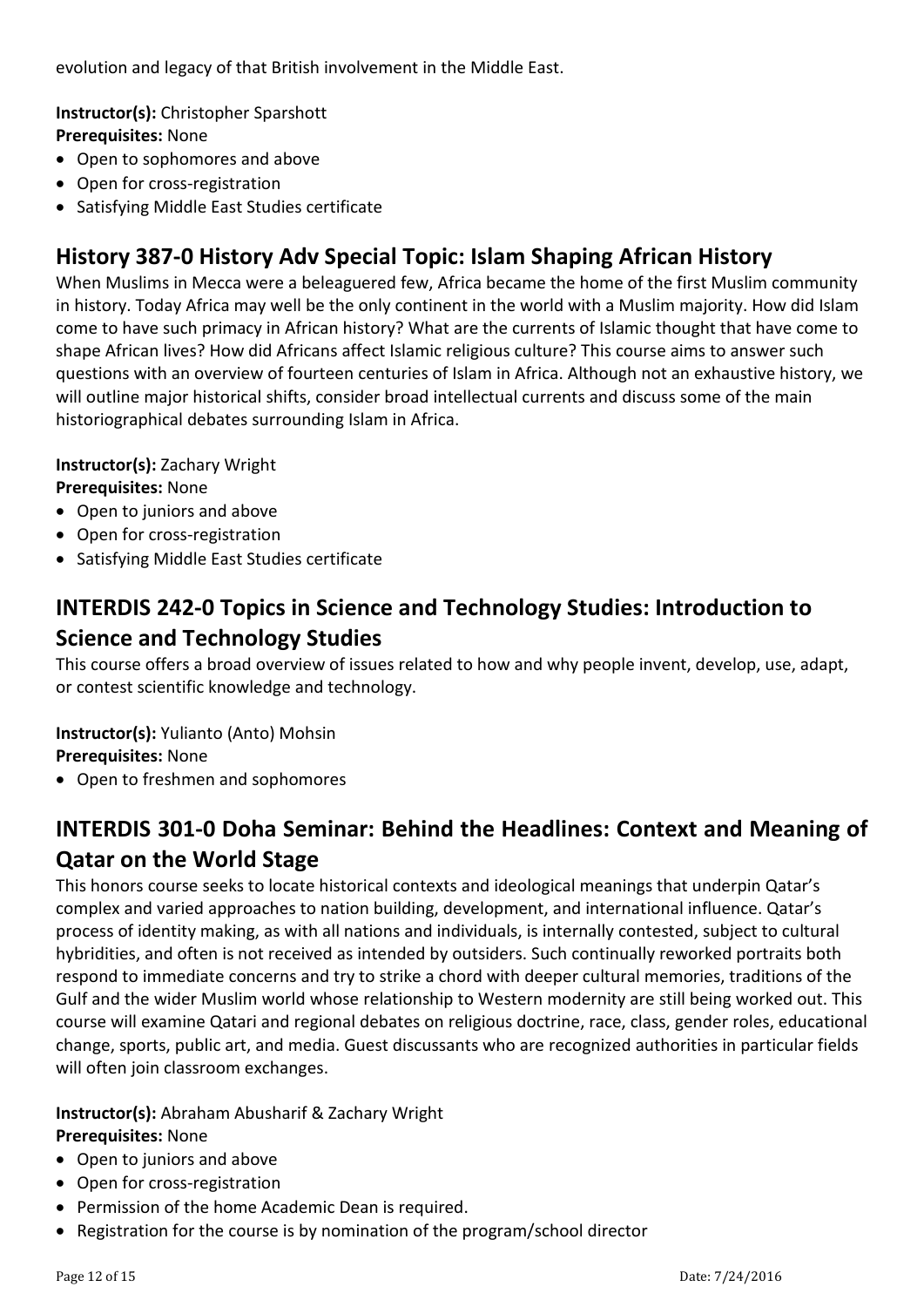evolution and legacy of that British involvement in the Middle East.

**Instructor(s):** Christopher Sparshott
**Prerequisites:** None

- Open to sophomores and above
- Open for cross-registration
- Satisfying Middle East Studies certificate

## History 387-0 History Adv Special Topic: Islam Shaping African History

When Muslims in Mecca were a beleaguered few, Africa became the home of the first Muslim community in history. Today Africa may well be the only continent in the world with a Muslim majority. How did Islam come to have such primacy in African history? What are the currents of Islamic thought that have come to shape African lives? How did Africans affect Islamic religious culture? This course aims to answer such questions with an overview of fourteen centuries of Islam in Africa. Although not an exhaustive history, we will outline major historical shifts, consider broad intellectual currents and discuss some of the main historiographical debates surrounding Islam in Africa.

**Instructor(s):** Zachary Wright
**Prerequisites:** None

- Open to juniors and above
- Open for cross-registration
- Satisfying Middle East Studies certificate

## INTERDIS 242-0 Topics in Science and Technology Studies: Introduction to Science and Technology Studies

This course offers a broad overview of issues related to how and why people invent, develop, use, adapt, or contest scientific knowledge and technology.

**Instructor(s):** Yulianto (Anto) Mohsin
**Prerequisites:** None

- Open to freshmen and sophomores

## INTERDIS 301-0 Doha Seminar: Behind the Headlines: Context and Meaning of Qatar on the World Stage

This honors course seeks to locate historical contexts and ideological meanings that underpin Qatar's complex and varied approaches to nation building, development, and international influence. Qatar's process of identity making, as with all nations and individuals, is internally contested, subject to cultural hybridities, and often is not received as intended by outsiders. Such continually reworked portraits both respond to immediate concerns and try to strike a chord with deeper cultural memories, traditions of the Gulf and the wider Muslim world whose relationship to Western modernity are still being worked out. This course will examine Qatari and regional debates on religious doctrine, race, class, gender roles, educational change, sports, public art, and media. Guest discussants who are recognized authorities in particular fields will often join classroom exchanges.

**Instructor(s):** Abraham Abusharif & Zachary Wright
**Prerequisites:** None

- Open to juniors and above
- Open for cross-registration
- Permission of the home Academic Dean is required.
- Registration for the course is by nomination of the program/school director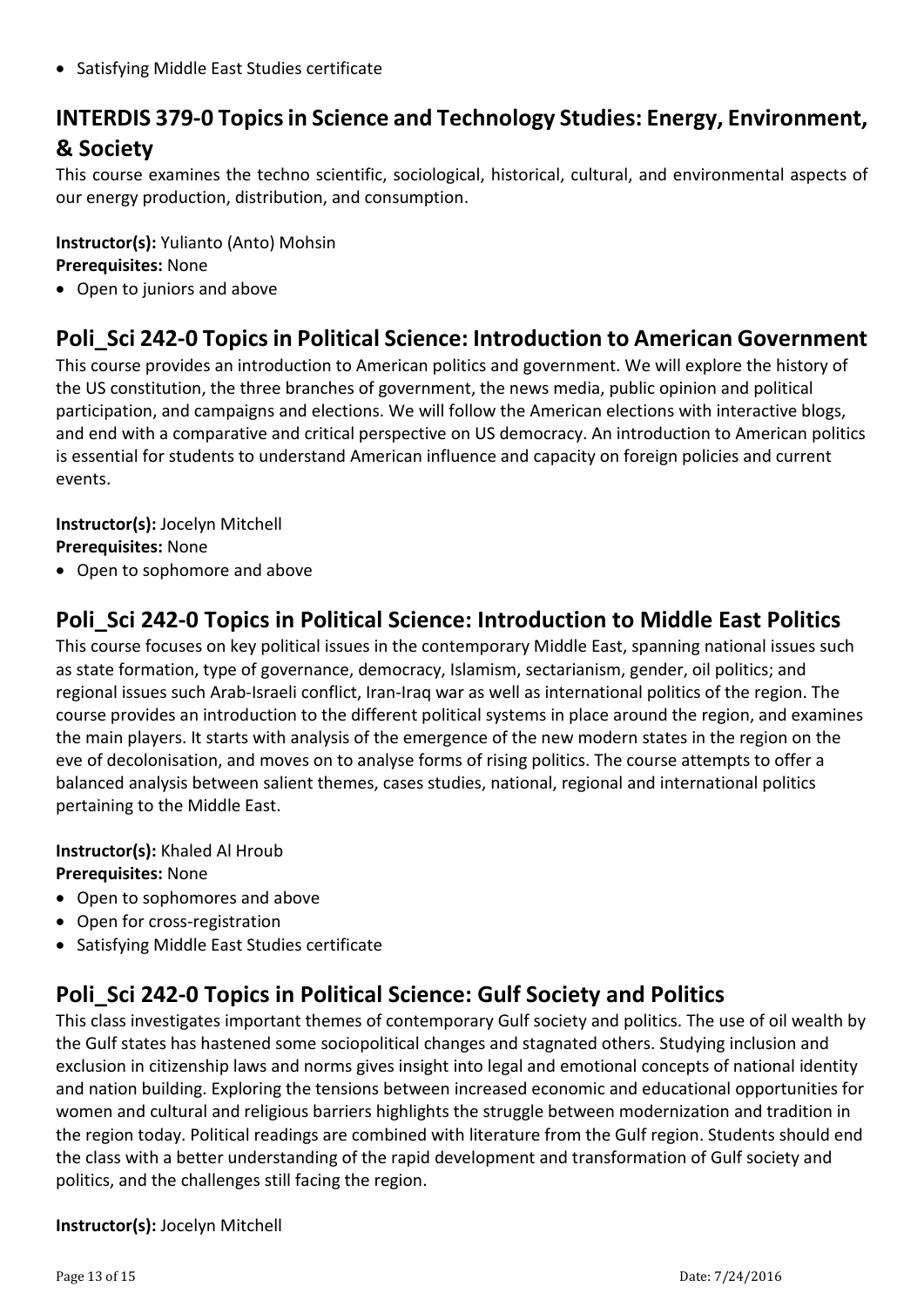- Satisfying Middle East Studies certificate

## INTERDIS 379-0 Topics in Science and Technology Studies: Energy, Environment, & Society

This course examines the techno scientific, sociological, historical, cultural, and environmental aspects of our energy production, distribution, and consumption.

**Instructor(s):** Yulianto (Anto) Mohsin
**Prerequisites:** None

- Open to juniors and above

## Poli_Sci 242-0 Topics in Political Science: Introduction to American Government

This course provides an introduction to American politics and government. We will explore the history of the US constitution, the three branches of government, the news media, public opinion and political participation, and campaigns and elections. We will follow the American elections with interactive blogs, and end with a comparative and critical perspective on US democracy. An introduction to American politics is essential for students to understand American influence and capacity on foreign policies and current events.

**Instructor(s):** Jocelyn Mitchell
**Prerequisites:** None

- Open to sophomore and above

## Poli_Sci 242-0 Topics in Political Science: Introduction to Middle East Politics

This course focuses on key political issues in the contemporary Middle East, spanning national issues such as state formation, type of governance, democracy, Islamism, sectarianism, gender, oil politics; and regional issues such Arab-Israeli conflict, Iran-Iraq war as well as international politics of the region. The course provides an introduction to the different political systems in place around the region, and examines the main players. It starts with analysis of the emergence of the new modern states in the region on the eve of decolonisation, and moves on to analyse forms of rising politics. The course attempts to offer a balanced analysis between salient themes, cases studies, national, regional and international politics pertaining to the Middle East.

**Instructor(s):** Khaled Al Hroub
**Prerequisites:** None

- Open to sophomores and above
- Open for cross-registration
- Satisfying Middle East Studies certificate

## Poli_Sci 242-0 Topics in Political Science: Gulf Society and Politics

This class investigates important themes of contemporary Gulf society and politics. The use of oil wealth by the Gulf states has hastened some sociopolitical changes and stagnated others. Studying inclusion and exclusion in citizenship laws and norms gives insight into legal and emotional concepts of national identity and nation building. Exploring the tensions between increased economic and educational opportunities for women and cultural and religious barriers highlights the struggle between modernization and tradition in the region today. Political readings are combined with literature from the Gulf region. Students should end the class with a better understanding of the rapid development and transformation of Gulf society and politics, and the challenges still facing the region.

**Instructor(s):** Jocelyn Mitchell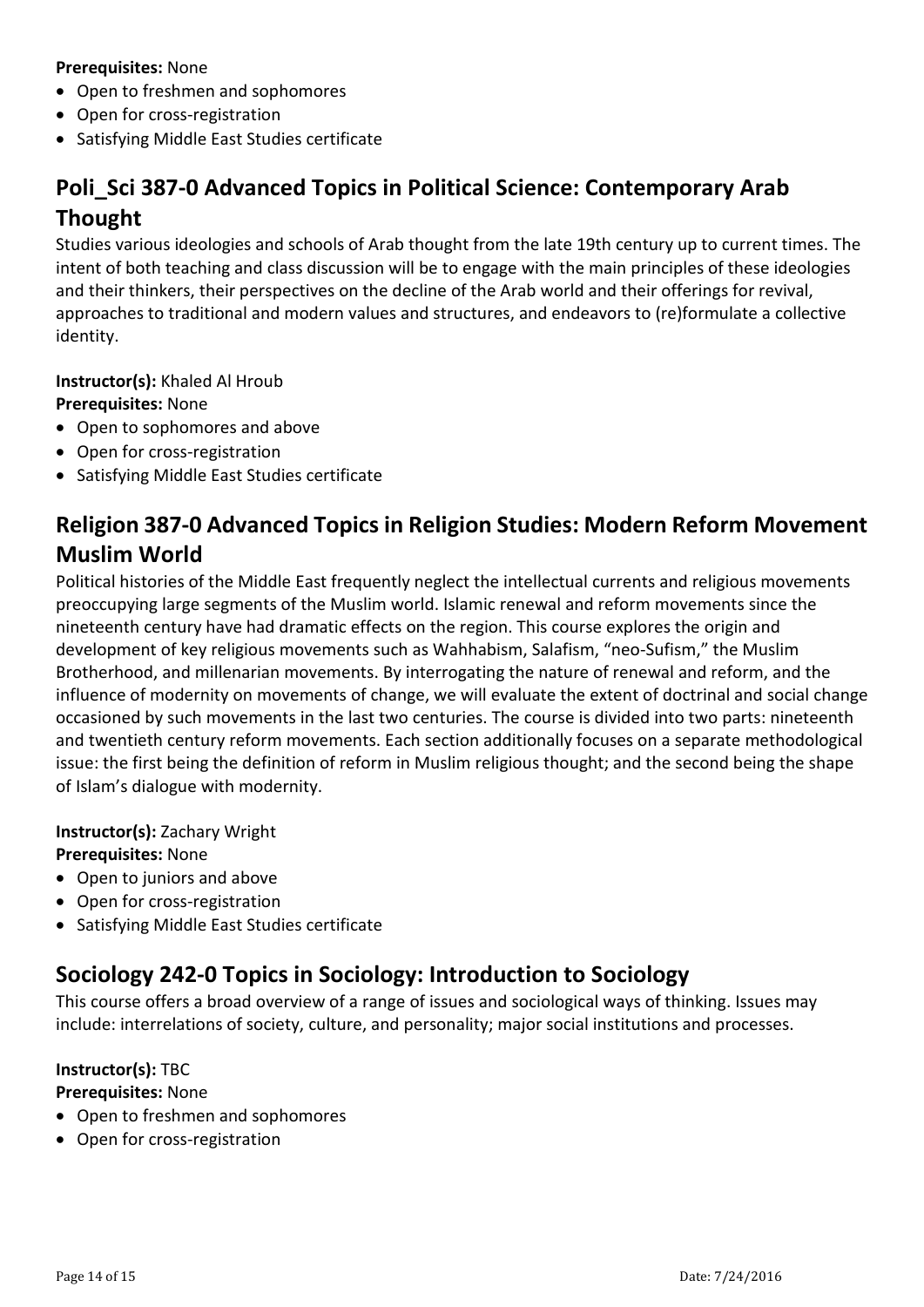**Prerequisites:** None

- Open to freshmen and sophomores
- Open for cross-registration
- Satisfying Middle East Studies certificate

## Poli_Sci 387-0 Advanced Topics in Political Science: Contemporary Arab Thought

Studies various ideologies and schools of Arab thought from the late 19th century up to current times. The intent of both teaching and class discussion will be to engage with the main principles of these ideologies and their thinkers, their perspectives on the decline of the Arab world and their offerings for revival, approaches to traditional and modern values and structures, and endeavors to (re)formulate a collective identity.

**Instructor(s):** Khaled Al Hroub
**Prerequisites:** None

- Open to sophomores and above
- Open for cross-registration
- Satisfying Middle East Studies certificate

## Religion 387-0 Advanced Topics in Religion Studies: Modern Reform Movement Muslim World

Political histories of the Middle East frequently neglect the intellectual currents and religious movements preoccupying large segments of the Muslim world. Islamic renewal and reform movements since the nineteenth century have had dramatic effects on the region. This course explores the origin and development of key religious movements such as Wahhabism, Salafism, "neo-Sufism," the Muslim Brotherhood, and millenarian movements. By interrogating the nature of renewal and reform, and the influence of modernity on movements of change, we will evaluate the extent of doctrinal and social change occasioned by such movements in the last two centuries. The course is divided into two parts: nineteenth and twentieth century reform movements. Each section additionally focuses on a separate methodological issue: the first being the definition of reform in Muslim religious thought; and the second being the shape of Islam's dialogue with modernity.

**Instructor(s):** Zachary Wright
**Prerequisites:** None

- Open to juniors and above
- Open for cross-registration
- Satisfying Middle East Studies certificate

## Sociology 242-0 Topics in Sociology: Introduction to Sociology

This course offers a broad overview of a range of issues and sociological ways of thinking. Issues may include: interrelations of society, culture, and personality; major social institutions and processes.

**Instructor(s):** TBC
**Prerequisites:** None

- Open to freshmen and sophomores
- Open for cross-registration

Date: 7/24/2016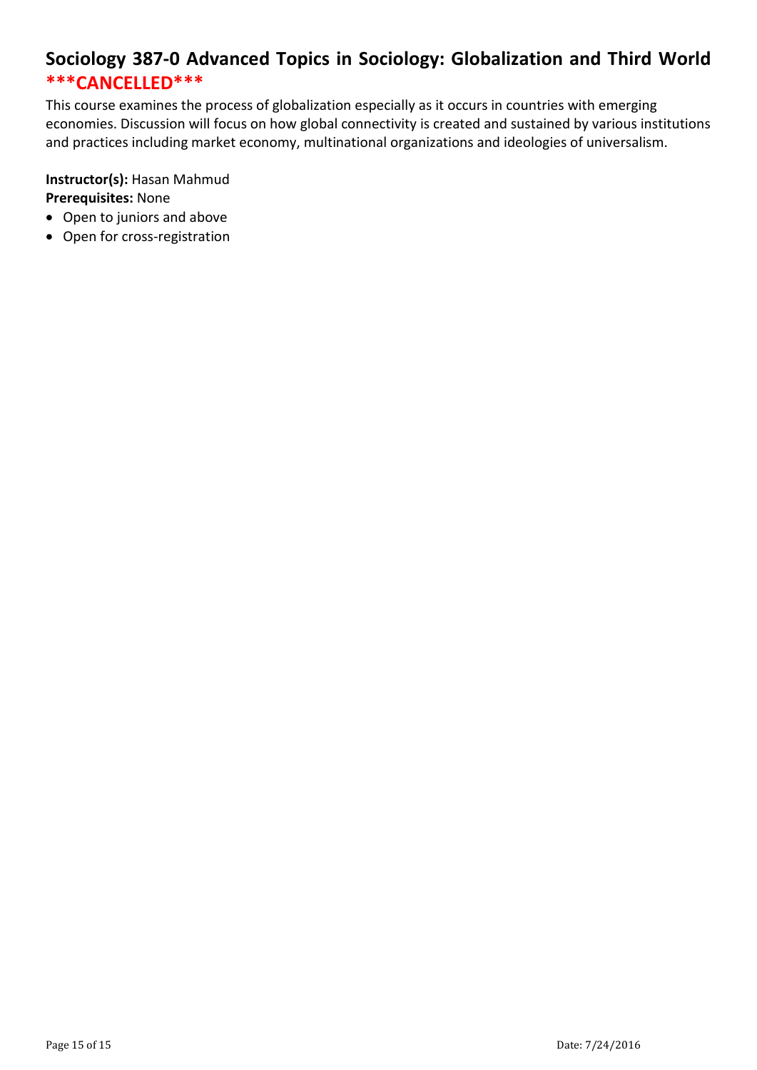## Sociology 387-0 Advanced Topics in Sociology: Globalization and Third World ***CANCELLED***

This course examines the process of globalization especially as it occurs in countries with emerging economies. Discussion will focus on how global connectivity is created and sustained by various institutions and practices including market economy, multinational organizations and ideologies of universalism.

**Instructor(s):** Hasan Mahmud
**Prerequisites:** None

- Open to juniors and above
- Open for cross-registration